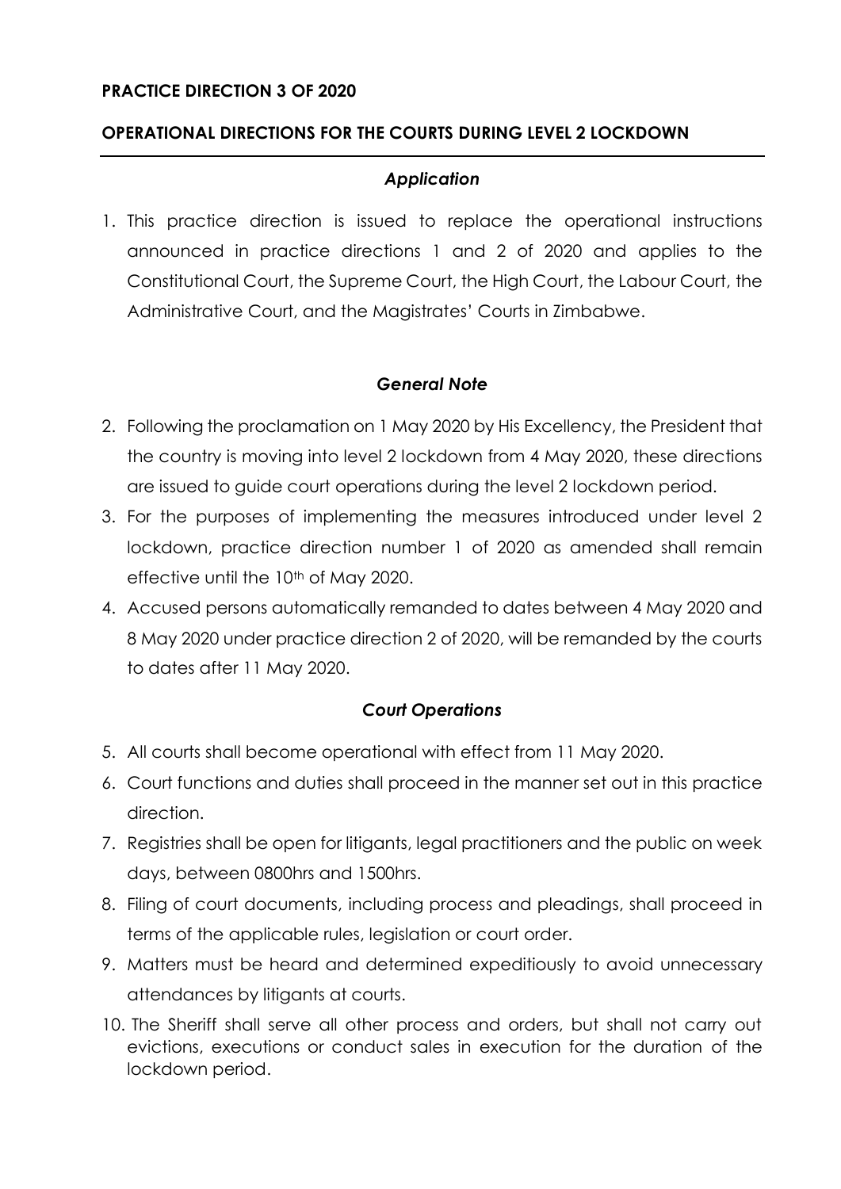**PRACTICE DIRECTION 3 OF 2020**

**OPERATIONAL DIRECTIONS FOR THE COURTS DURING LEVEL 2 LOCKDOWN**

***Application***

1. This practice direction is issued to replace the operational instructions announced in practice directions 1 and 2 of 2020 and applies to the Constitutional Court, the Supreme Court, the High Court, the Labour Court, the Administrative Court, and the Magistrates' Courts in Zimbabwe.

***General Note***

2. Following the proclamation on 1 May 2020 by His Excellency, the President that the country is moving into level 2 lockdown from 4 May 2020, these directions are issued to guide court operations during the level 2 lockdown period.
3. For the purposes of implementing the measures introduced under level 2 lockdown, practice direction number 1 of 2020 as amended shall remain effective until the 10th of May 2020.
4. Accused persons automatically remanded to dates between 4 May 2020 and 8 May 2020 under practice direction 2 of 2020, will be remanded by the courts to dates after 11 May 2020.

***Court Operations***

5. All courts shall become operational with effect from 11 May 2020.
6. Court functions and duties shall proceed in the manner set out in this practice direction.
7. Registries shall be open for litigants, legal practitioners and the public on week days, between 0800hrs and 1500hrs.
8. Filing of court documents, including process and pleadings, shall proceed in terms of the applicable rules, legislation or court order.
9. Matters must be heard and determined expeditiously to avoid unnecessary attendances by litigants at courts.
10. The Sheriff shall serve all other process and orders, but shall not carry out evictions, executions or conduct sales in execution for the duration of the lockdown period.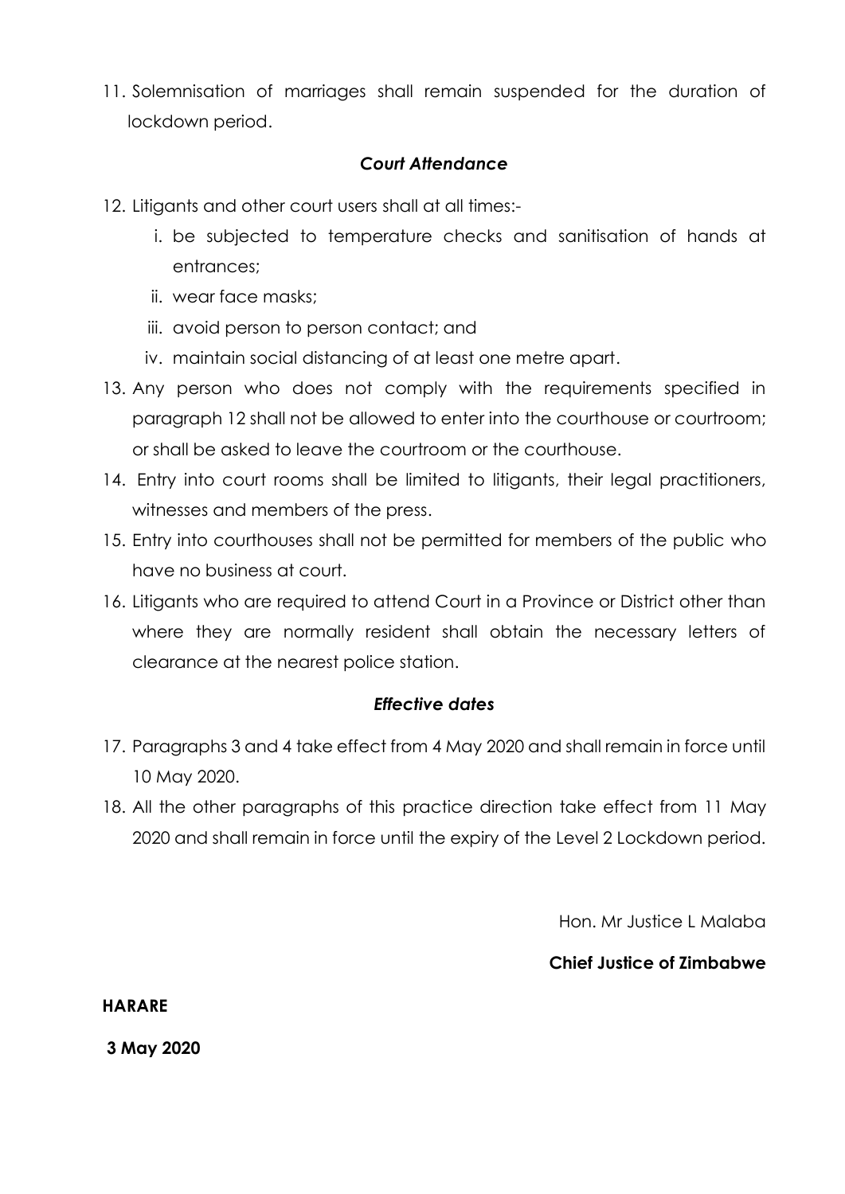11. Solemnisation of marriages shall remain suspended for the duration of lockdown period.

### *Court Attendance*

12. Litigants and other court users shall at all times:-
    i. be subjected to temperature checks and sanitisation of hands at entrances;
    ii. wear face masks;
    iii. avoid person to person contact; and
    iv. maintain social distancing of at least one metre apart.
13. Any person who does not comply with the requirements specified in paragraph 12 shall not be allowed to enter into the courthouse or courtroom; or shall be asked to leave the courtroom or the courthouse.
14. Entry into court rooms shall be limited to litigants, their legal practitioners, witnesses and members of the press.
15. Entry into courthouses shall not be permitted for members of the public who have no business at court.
16. Litigants who are required to attend Court in a Province or District other than where they are normally resident shall obtain the necessary letters of clearance at the nearest police station.

### *Effective dates*

17. Paragraphs 3 and 4 take effect from 4 May 2020 and shall remain in force until 10 May 2020.
18. All the other paragraphs of this practice direction take effect from 11 May 2020 and shall remain in force until the expiry of the Level 2 Lockdown period.

Hon. Mr Justice L Malaba

**Chief Justice of Zimbabwe**

**HARARE**

**3 May 2020**